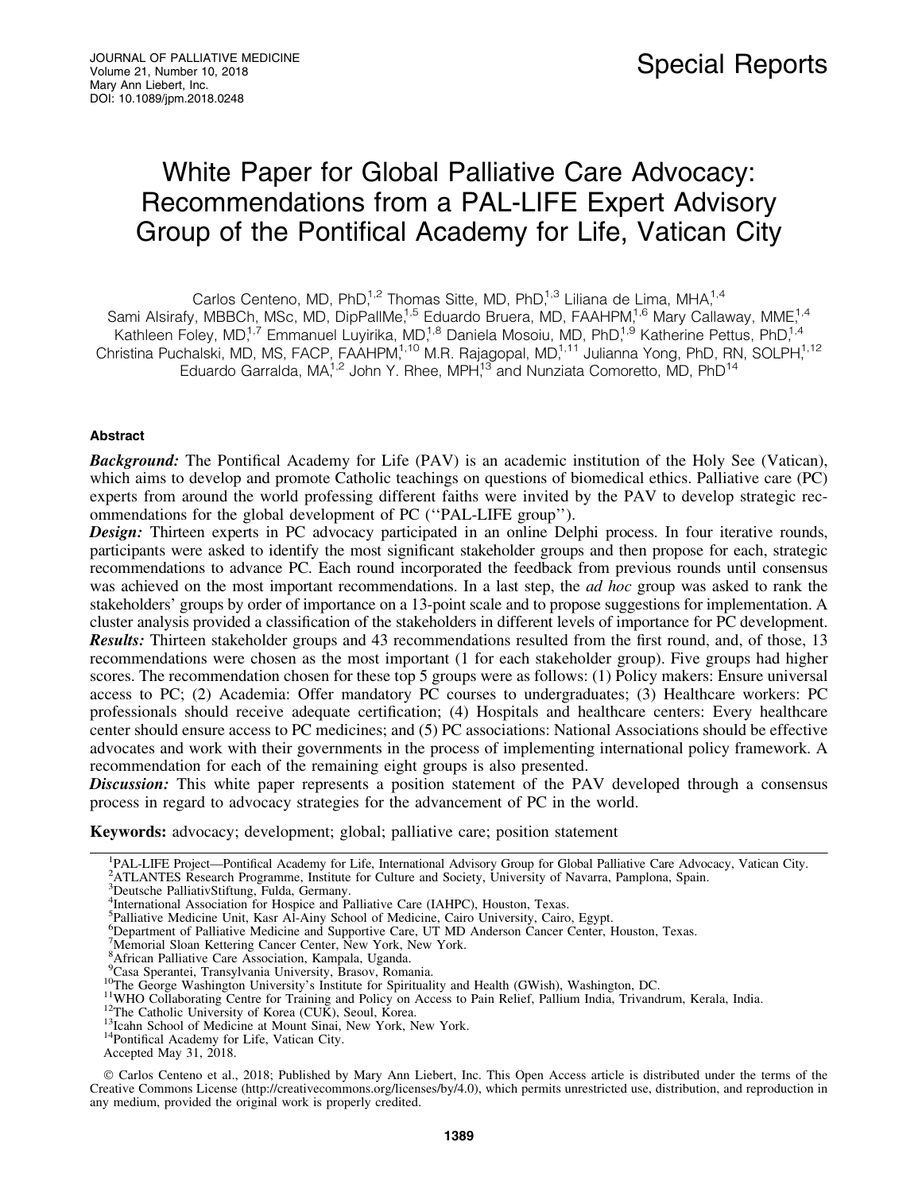Special Reports

# White Paper for Global Palliative Care Advocacy: Recommendations from a PAL-LIFE Expert Advisory Group of the Pontifical Academy for Life, Vatican City

Carlos Centeno, MD, PhD,[1,2] Thomas Sitte, MD, PhD,[1,3] Liliana de Lima, MHA,[1,4] Sami Alsirafy, MBBCh, MSc, MD, DipPallMe,[1,5] Eduardo Bruera, MD, FAAHPM,[1,6] Mary Callaway, MME,[1,4] Kathleen Foley, MD,[1,7] Emmanuel Luyirika, MD,[1,8] Daniela Mosoiu, MD, PhD,[1,9] Katherine Pettus, PhD,[1,4] Christina Puchalski, MD, MS, FACP, FAAHPM,[1,10] M.R. Rajagopal, MD,[1,11] Julianna Yong, PhD, RN, SOLPH,[1,12] Eduardo Garralda, MA,[1,2] John Y. Rhee, MPH,[13] and Nunziata Comoretto, MD, PhD[14]

## Abstract

***Background:*** The Pontifical Academy for Life (PAV) is an academic institution of the Holy See (Vatican), which aims to develop and promote Catholic teachings on questions of biomedical ethics. Palliative care (PC) experts from around the world professing different faiths were invited by the PAV to develop strategic recommendations for the global development of PC (''PAL-LIFE group'').

***Design:*** Thirteen experts in PC advocacy participated in an online Delphi process. In four iterative rounds, participants were asked to identify the most significant stakeholder groups and then propose for each, strategic recommendations to advance PC. Each round incorporated the feedback from previous rounds until consensus was achieved on the most important recommendations. In a last step, the *ad hoc* group was asked to rank the stakeholders' groups by order of importance on a 13-point scale and to propose suggestions for implementation. A cluster analysis provided a classification of the stakeholders in different levels of importance for PC development.

***Results:*** Thirteen stakeholder groups and 43 recommendations resulted from the first round, and, of those, 13 recommendations were chosen as the most important (1 for each stakeholder group). Five groups had higher scores. The recommendation chosen for these top 5 groups were as follows: (1) Policy makers: Ensure universal access to PC; (2) Academia: Offer mandatory PC courses to undergraduates; (3) Healthcare workers: PC professionals should receive adequate certification; (4) Hospitals and healthcare centers: Every healthcare center should ensure access to PC medicines; and (5) PC associations: National Associations should be effective advocates and work with their governments in the process of implementing international policy framework. A recommendation for each of the remaining eight groups is also presented.

***Discussion:*** This white paper represents a position statement of the PAV developed through a consensus process in regard to advocacy strategies for the advancement of PC in the world.

**Keywords:** advocacy; development; global; palliative care; position statement

[1]PAL-LIFE Project—Pontifical Academy for Life, International Advisory Group for Global Palliative Care Advocacy, Vatican City.
[2]ATLANTES Research Programme, Institute for Culture and Society, University of Navarra, Pamplona, Spain.
[3]Deutsche PalliativStiftung, Fulda, Germany.
[4]International Association for Hospice and Palliative Care (IAHPC), Houston, Texas.
[5]Palliative Medicine Unit, Kasr Al-Ainy School of Medicine, Cairo University, Cairo, Egypt.
[6]Department of Palliative Medicine and Supportive Care, UT MD Anderson Cancer Center, Houston, Texas.
[7]Memorial Sloan Kettering Cancer Center, New York, New York.
[8]African Palliative Care Association, Kampala, Uganda.
[9]Casa Sperantei, Transylvania University, Brasov, Romania.
[10]The George Washington University's Institute for Spirituality and Health (GWish), Washington, DC.
[11]WHO Collaborating Centre for Training and Policy on Access to Pain Relief, Pallium India, Trivandrum, Kerala, India.
[12]The Catholic University of Korea (CUK), Seoul, Korea.
[13]Icahn School of Medicine at Mount Sinai, New York, New York.
[14]Pontifical Academy for Life, Vatican City.

Accepted May 31, 2018.

© Carlos Centeno et al., 2018; Published by Mary Ann Liebert, Inc. This Open Access article is distributed under the terms of the Creative Commons License (http://creativecommons.org/licenses/by/4.0), which permits unrestricted use, distribution, and reproduction in any medium, provided the original work is properly credited.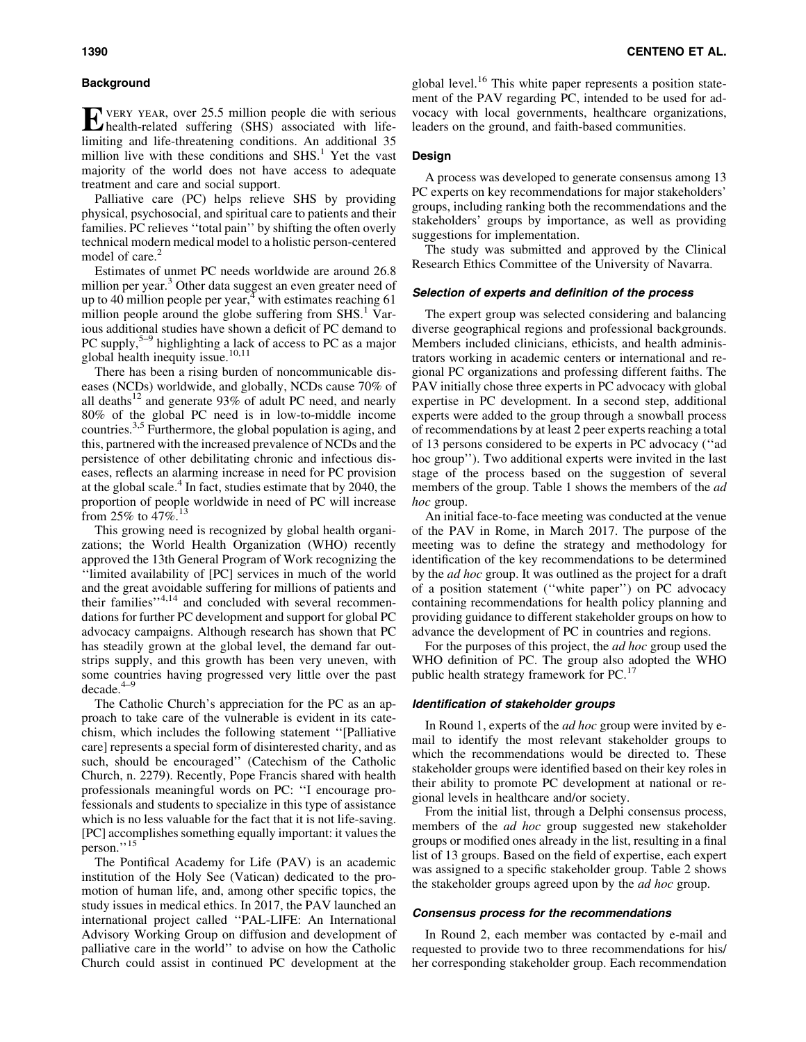## Background

Every year, over 25.5 million people die with serious health-related suffering (SHS) associated with life-limiting and life-threatening conditions. An additional 35 million live with these conditions and SHS.[1] Yet the vast majority of the world does not have access to adequate treatment and care and social support.

Palliative care (PC) helps relieve SHS by providing physical, psychosocial, and spiritual care to patients and their families. PC relieves ''total pain'' by shifting the often overly technical modern medical model to a holistic person-centered model of care.[2]

Estimates of unmet PC needs worldwide are around 26.8 million per year.[3] Other data suggest an even greater need of up to 40 million people per year,[4] with estimates reaching 61 million people around the globe suffering from SHS.[1] Various additional studies have shown a deficit of PC demand to PC supply,[5–9] highlighting a lack of access to PC as a major global health inequity issue.[10,11]

There has been a rising burden of noncommunicable diseases (NCDs) worldwide, and globally, NCDs cause 70% of all deaths[12] and generate 93% of adult PC need, and nearly 80% of the global PC need is in low-to-middle income countries.[3,5] Furthermore, the global population is aging, and this, partnered with the increased prevalence of NCDs and the persistence of other debilitating chronic and infectious diseases, reflects an alarming increase in need for PC provision at the global scale.[4] In fact, studies estimate that by 2040, the proportion of people worldwide in need of PC will increase from 25% to 47%.[13]

This growing need is recognized by global health organizations; the World Health Organization (WHO) recently approved the 13th General Program of Work recognizing the ''limited availability of [PC] services in much of the world and the great avoidable suffering for millions of patients and their families''[4,14] and concluded with several recommendations for further PC development and support for global PC advocacy campaigns. Although research has shown that PC has steadily grown at the global level, the demand far outstrips supply, and this growth has been very uneven, with some countries having progressed very little over the past decade.[4–9]

The Catholic Church's appreciation for the PC as an approach to take care of the vulnerable is evident in its catechism, which includes the following statement ''[Palliative care] represents a special form of disinterested charity, and as such, should be encouraged'' (Catechism of the Catholic Church, n. 2279). Recently, Pope Francis shared with health professionals meaningful words on PC: ''I encourage professionals and students to specialize in this type of assistance which is no less valuable for the fact that it is not life-saving. [PC] accomplishes something equally important: it values the person.''[15]

The Pontifical Academy for Life (PAV) is an academic institution of the Holy See (Vatican) dedicated to the promotion of human life, and, among other specific topics, the study issues in medical ethics. In 2017, the PAV launched an international project called ''PAL-LIFE: An International Advisory Working Group on diffusion and development of palliative care in the world'' to advise on how the Catholic Church could assist in continued PC development at the global level.[16] This white paper represents a position statement of the PAV regarding PC, intended to be used for advocacy with local governments, healthcare organizations, leaders on the ground, and faith-based communities.

## Design

A process was developed to generate consensus among 13 PC experts on key recommendations for major stakeholders' groups, including ranking both the recommendations and the stakeholders' groups by importance, as well as providing suggestions for implementation.

The study was submitted and approved by the Clinical Research Ethics Committee of the University of Navarra.

### *Selection of experts and definition of the process*

The expert group was selected considering and balancing diverse geographical regions and professional backgrounds. Members included clinicians, ethicists, and health administrators working in academic centers or international and regional PC organizations and professing different faiths. The PAV initially chose three experts in PC advocacy with global expertise in PC development. In a second step, additional experts were added to the group through a snowball process of recommendations by at least 2 peer experts reaching a total of 13 persons considered to be experts in PC advocacy (''ad hoc group''). Two additional experts were invited in the last stage of the process based on the suggestion of several members of the group. Table 1 shows the members of the *ad hoc* group.

An initial face-to-face meeting was conducted at the venue of the PAV in Rome, in March 2017. The purpose of the meeting was to define the strategy and methodology for identification of the key recommendations to be determined by the *ad hoc* group. It was outlined as the project for a draft of a position statement (''white paper'') on PC advocacy containing recommendations for health policy planning and providing guidance to different stakeholder groups on how to advance the development of PC in countries and regions.

For the purposes of this project, the *ad hoc* group used the WHO definition of PC. The group also adopted the WHO public health strategy framework for PC.[17]

### *Identification of stakeholder groups*

In Round 1, experts of the *ad hoc* group were invited by e-mail to identify the most relevant stakeholder groups to which the recommendations would be directed to. These stakeholder groups were identified based on their key roles in their ability to promote PC development at national or regional levels in healthcare and/or society.

From the initial list, through a Delphi consensus process, members of the *ad hoc* group suggested new stakeholder groups or modified ones already in the list, resulting in a final list of 13 groups. Based on the field of expertise, each expert was assigned to a specific stakeholder group. Table 2 shows the stakeholder groups agreed upon by the *ad hoc* group.

### *Consensus process for the recommendations*

In Round 2, each member was contacted by e-mail and requested to provide two to three recommendations for his/her corresponding stakeholder group. Each recommendation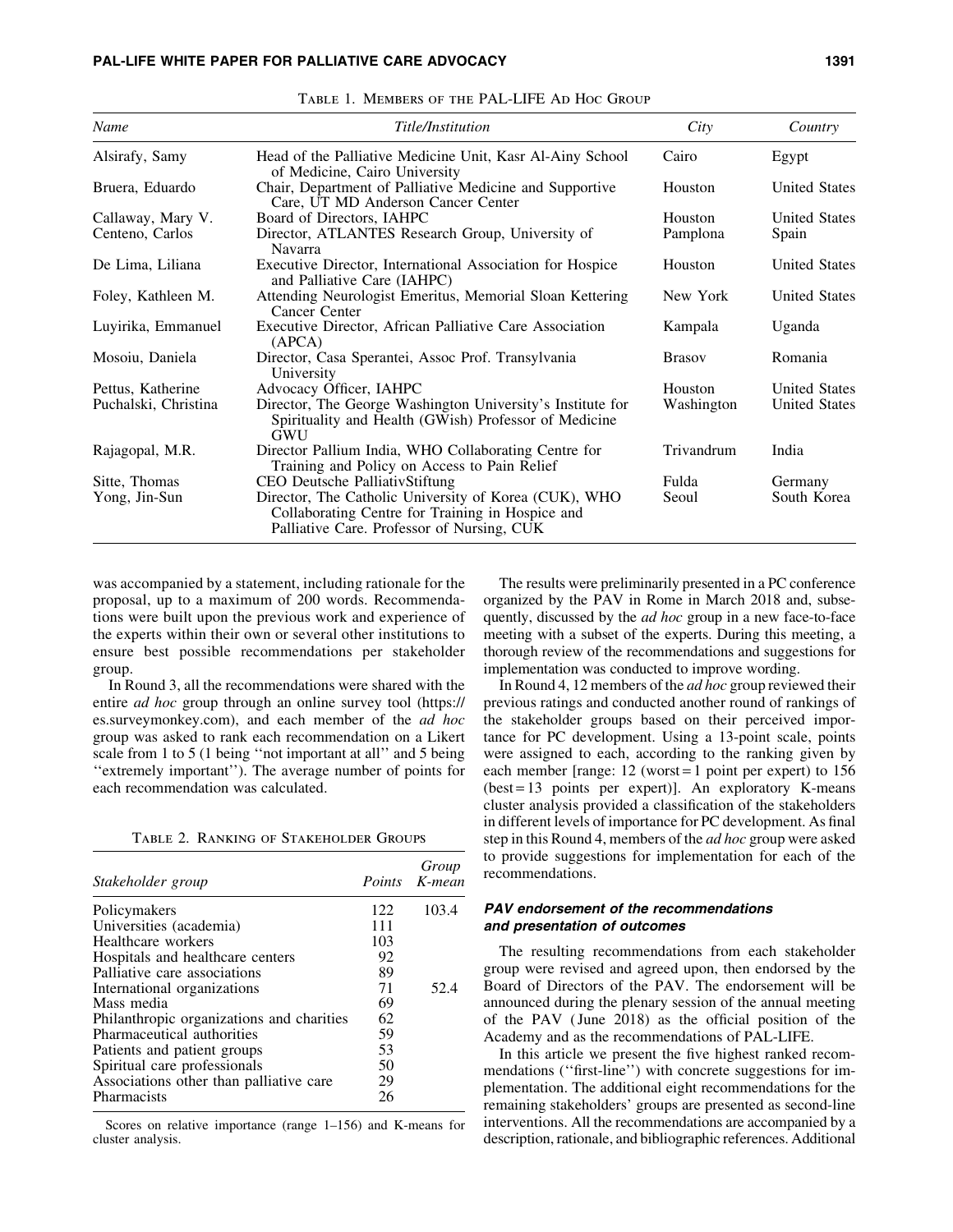TABLE 1. MEMBERS OF THE PAL-LIFE AD HOC GROUP

| *Name* | *Title/Institution* | *City* | *Country* |
|---|---|---|---|
| Alsirafy, Samy | Head of the Palliative Medicine Unit, Kasr Al-Ainy School of Medicine, Cairo University | Cairo | Egypt |
| Bruera, Eduardo | Chair, Department of Palliative Medicine and Supportive Care, UT MD Anderson Cancer Center | Houston | United States |
| Callaway, Mary V. | Board of Directors, IAHPC | Houston | United States |
| Centeno, Carlos | Director, ATLANTES Research Group, University of Navarra | Pamplona | Spain |
| De Lima, Liliana | Executive Director, International Association for Hospice and Palliative Care (IAHPC) | Houston | United States |
| Foley, Kathleen M. | Attending Neurologist Emeritus, Memorial Sloan Kettering Cancer Center | New York | United States |
| Luyirika, Emmanuel | Executive Director, African Palliative Care Association (APCA) | Kampala | Uganda |
| Mosoiu, Daniela | Director, Casa Sperantei, Assoc Prof. Transylvania University | Brasov | Romania |
| Pettus, Katherine | Advocacy Officer, IAHPC | Houston | United States |
| Puchalski, Christina | Director, The George Washington University's Institute for Spirituality and Health (GWish) Professor of Medicine GWU | Washington | United States |
| Rajagopal, M.R. | Director Pallium India, WHO Collaborating Centre for Training and Policy on Access to Pain Relief | Trivandrum | India |
| Sitte, Thomas | CEO Deutsche PalliativStiftung | Fulda | Germany |
| Yong, Jin-Sun | Director, The Catholic University of Korea (CUK), WHO Collaborating Centre for Training in Hospice and Palliative Care. Professor of Nursing, CUK | Seoul | South Korea |

was accompanied by a statement, including rationale for the proposal, up to a maximum of 200 words. Recommendations were built upon the previous work and experience of the experts within their own or several other institutions to ensure best possible recommendations per stakeholder group.

In Round 3, all the recommendations were shared with the entire *ad hoc* group through an online survey tool (https://es.surveymonkey.com), and each member of the *ad hoc* group was asked to rank each recommendation on a Likert scale from 1 to 5 (1 being ''not important at all'' and 5 being ''extremely important''). The average number of points for each recommendation was calculated.

TABLE 2. RANKING OF STAKEHOLDER GROUPS

| *Stakeholder group* | *Points* | *Group K-mean* |
|---|---|---|
| Policymakers | 122 | 103.4 |
| Universities (academia) | 111 | |
| Healthcare workers | 103 | |
| Hospitals and healthcare centers | 92 | |
| Palliative care associations | 89 | |
| International organizations | 71 | 52.4 |
| Mass media | 69 | |
| Philanthropic organizations and charities | 62 | |
| Pharmaceutical authorities | 59 | |
| Patients and patient groups | 53 | |
| Spiritual care professionals | 50 | |
| Associations other than palliative care | 29 | |
| Pharmacists | 26 | |

Scores on relative importance (range 1–156) and K-means for cluster analysis.

The results were preliminarily presented in a PC conference organized by the PAV in Rome in March 2018 and, subsequently, discussed by the *ad hoc* group in a new face-to-face meeting with a subset of the experts. During this meeting, a thorough review of the recommendations and suggestions for implementation was conducted to improve wording.

In Round 4, 12 members of the *ad hoc* group reviewed their previous ratings and conducted another round of rankings of the stakeholder groups based on their perceived importance for PC development. Using a 13-point scale, points were assigned to each, according to the ranking given by each member [range: 12 (worst = 1 point per expert) to 156 (best = 13 points per expert)]. An exploratory K-means cluster analysis provided a classification of the stakeholders in different levels of importance for PC development. As final step in this Round 4, members of the *ad hoc* group were asked to provide suggestions for implementation for each of the recommendations.

### *PAV endorsement of the recommendations and presentation of outcomes*

The resulting recommendations from each stakeholder group were revised and agreed upon, then endorsed by the Board of Directors of the PAV. The endorsement will be announced during the plenary session of the annual meeting of the PAV (June 2018) as the official position of the Academy and as the recommendations of PAL-LIFE.

In this article we present the five highest ranked recommendations (''first-line'') with concrete suggestions for implementation. The additional eight recommendations for the remaining stakeholders' groups are presented as second-line interventions. All the recommendations are accompanied by a description, rationale, and bibliographic references. Additional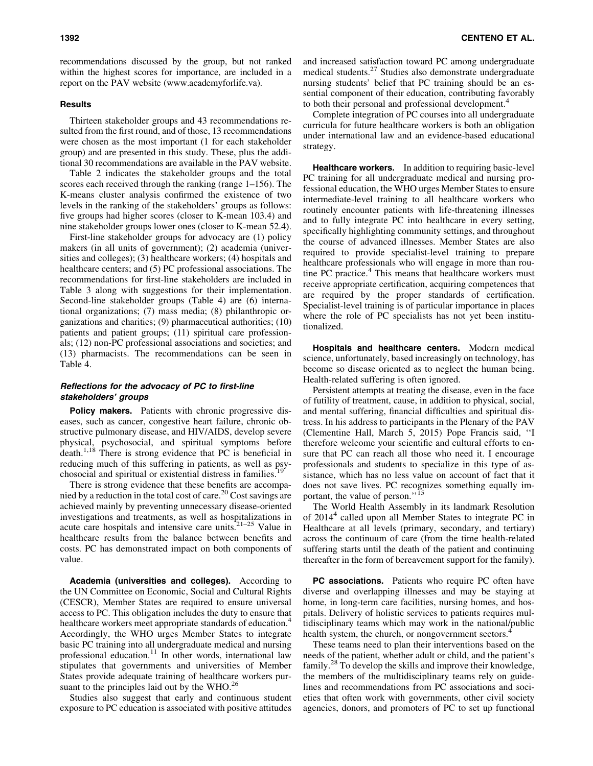recommendations discussed by the group, but not ranked within the highest scores for importance, are included in a report on the PAV website (www.academyforlife.va).

### Results

Thirteen stakeholder groups and 43 recommendations resulted from the first round, and of those, 13 recommendations were chosen as the most important (1 for each stakeholder group) and are presented in this study. These, plus the additional 30 recommendations are available in the PAV website.

Table 2 indicates the stakeholder groups and the total scores each received through the ranking (range 1–156). The K-means cluster analysis confirmed the existence of two levels in the ranking of the stakeholders' groups as follows: five groups had higher scores (closer to K-mean 103.4) and nine stakeholder groups lower ones (closer to K-mean 52.4).

First-line stakeholder groups for advocacy are (1) policy makers (in all units of government); (2) academia (universities and colleges); (3) healthcare workers; (4) hospitals and healthcare centers; and (5) PC professional associations. The recommendations for first-line stakeholders are included in Table 3 along with suggestions for their implementation. Second-line stakeholder groups (Table 4) are (6) international organizations; (7) mass media; (8) philanthropic organizations and charities; (9) pharmaceutical authorities; (10) patients and patient groups; (11) spiritual care professionals; (12) non-PC professional associations and societies; and (13) pharmacists. The recommendations can be seen in Table 4.

#### *Reflections for the advocacy of PC to first-line stakeholders' groups*

**Policy makers.** Patients with chronic progressive diseases, such as cancer, congestive heart failure, chronic obstructive pulmonary disease, and HIV/AIDS, develop severe physical, psychosocial, and spiritual symptoms before death.[1,18] There is strong evidence that PC is beneficial in reducing much of this suffering in patients, as well as psychosocial and spiritual or existential distress in families.[19]

There is strong evidence that these benefits are accompanied by a reduction in the total cost of care.[20] Cost savings are achieved mainly by preventing unnecessary disease-oriented investigations and treatments, as well as hospitalizations in acute care hospitals and intensive care units.[21–25] Value in healthcare results from the balance between benefits and costs. PC has demonstrated impact on both components of value.

**Academia (universities and colleges).** According to the UN Committee on Economic, Social and Cultural Rights (CESCR), Member States are required to ensure universal access to PC. This obligation includes the duty to ensure that healthcare workers meet appropriate standards of education.[4] Accordingly, the WHO urges Member States to integrate basic PC training into all undergraduate medical and nursing professional education.[11] In other words, international law stipulates that governments and universities of Member States provide adequate training of healthcare workers pursuant to the principles laid out by the WHO.[26]

Studies also suggest that early and continuous student exposure to PC education is associated with positive attitudes and increased satisfaction toward PC among undergraduate medical students.[27] Studies also demonstrate undergraduate nursing students' belief that PC training should be an essential component of their education, contributing favorably to both their personal and professional development.[4]

Complete integration of PC courses into all undergraduate curricula for future healthcare workers is both an obligation under international law and an evidence-based educational strategy.

**Healthcare workers.** In addition to requiring basic-level PC training for all undergraduate medical and nursing professional education, the WHO urges Member States to ensure intermediate-level training to all healthcare workers who routinely encounter patients with life-threatening illnesses and to fully integrate PC into healthcare in every setting, specifically highlighting community settings, and throughout the course of advanced illnesses. Member States are also required to provide specialist-level training to prepare healthcare professionals who will engage in more than routine PC practice.[4] This means that healthcare workers must receive appropriate certification, acquiring competences that are required by the proper standards of certification. Specialist-level training is of particular importance in places where the role of PC specialists has not yet been institutionalized.

**Hospitals and healthcare centers.** Modern medical science, unfortunately, based increasingly on technology, has become so disease oriented as to neglect the human being. Health-related suffering is often ignored.

Persistent attempts at treating the disease, even in the face of futility of treatment, cause, in addition to physical, social, and mental suffering, financial difficulties and spiritual distress. In his address to participants in the Plenary of the PAV (Clementine Hall, March 5, 2015) Pope Francis said, ''I therefore welcome your scientific and cultural efforts to ensure that PC can reach all those who need it. I encourage professionals and students to specialize in this type of assistance, which has no less value on account of fact that it does not save lives. PC recognizes something equally important, the value of person.''[15]

The World Health Assembly in its landmark Resolution of 2014[4] called upon all Member States to integrate PC in Healthcare at all levels (primary, secondary, and tertiary) across the continuum of care (from the time health-related suffering starts until the death of the patient and continuing thereafter in the form of bereavement support for the family).

**PC associations.** Patients who require PC often have diverse and overlapping illnesses and may be staying at home, in long-term care facilities, nursing homes, and hospitals. Delivery of holistic services to patients requires multidisciplinary teams which may work in the national/public health system, the church, or nongovernment sectors.[4]

These teams need to plan their interventions based on the needs of the patient, whether adult or child, and the patient's family.[28] To develop the skills and improve their knowledge, the members of the multidisciplinary teams rely on guidelines and recommendations from PC associations and societies that often work with governments, other civil society agencies, donors, and promoters of PC to set up functional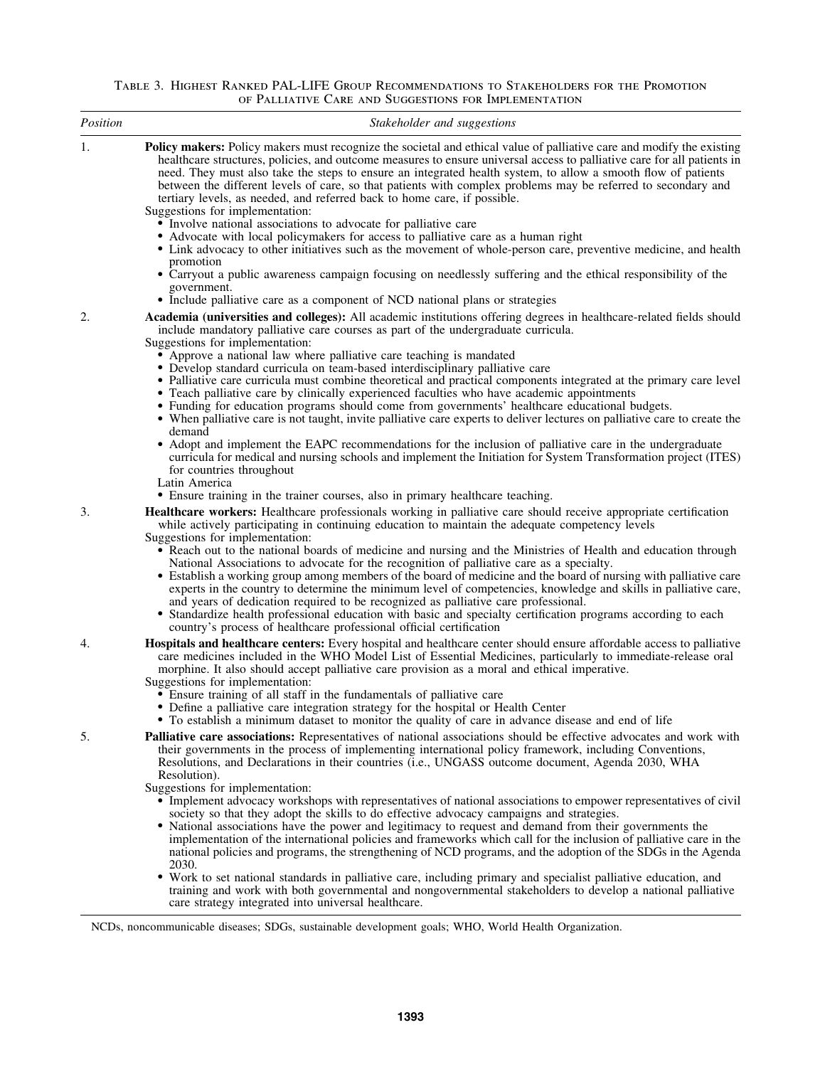Table 3. Highest Ranked PAL-LIFE Group Recommendations to Stakeholders for the Promotion of Palliative Care and Suggestions for Implementation

| Position | Stakeholder and suggestions |
|---|---|
| 1. | **Policy makers:** Policy makers must recognize the societal and ethical value of palliative care and modify the existing healthcare structures, policies, and outcome measures to ensure universal access to palliative care for all patients in need. They must also take the steps to ensure an integrated health system, to allow a smooth flow of patients between the different levels of care, so that patients with complex problems may be referred to secondary and tertiary levels, as needed, and referred back to home care, if possible.<br>Suggestions for implementation:<br>• Involve national associations to advocate for palliative care<br>• Advocate with local policymakers for access to palliative care as a human right<br>• Link advocacy to other initiatives such as the movement of whole-person care, preventive medicine, and health promotion<br>• Carryout a public awareness campaign focusing on needlessly suffering and the ethical responsibility of the government.<br>• Include palliative care as a component of NCD national plans or strategies |
| 2. | **Academia (universities and colleges):** All academic institutions offering degrees in healthcare-related fields should include mandatory palliative care courses as part of the undergraduate curricula.<br>Suggestions for implementation:<br>• Approve a national law where palliative care teaching is mandated<br>• Develop standard curricula on team-based interdisciplinary palliative care<br>• Palliative care curricula must combine theoretical and practical components integrated at the primary care level<br>• Teach palliative care by clinically experienced faculties who have academic appointments<br>• Funding for education programs should come from governments' healthcare educational budgets.<br>• When palliative care is not taught, invite palliative care experts to deliver lectures on palliative care to create the demand<br>• Adopt and implement the EAPC recommendations for the inclusion of palliative care in the undergraduate curricula for medical and nursing schools and implement the Initiation for System Transformation project (ITES) for countries throughout<br>Latin America<br>• Ensure training in the trainer courses, also in primary healthcare teaching. |
| 3. | **Healthcare workers:** Healthcare professionals working in palliative care should receive appropriate certification while actively participating in continuing education to maintain the adequate competency levels<br>Suggestions for implementation:<br>• Reach out to the national boards of medicine and nursing and the Ministries of Health and education through National Associations to advocate for the recognition of palliative care as a specialty.<br>• Establish a working group among members of the board of medicine and the board of nursing with palliative care experts in the country to determine the minimum level of competencies, knowledge and skills in palliative care, and years of dedication required to be recognized as palliative care professional.<br>• Standardize health professional education with basic and specialty certification programs according to each country's process of healthcare professional official certification |
| 4. | **Hospitals and healthcare centers:** Every hospital and healthcare center should ensure affordable access to palliative care medicines included in the WHO Model List of Essential Medicines, particularly to immediate-release oral morphine. It also should accept palliative care provision as a moral and ethical imperative.<br>Suggestions for implementation:<br>• Ensure training of all staff in the fundamentals of palliative care<br>• Define a palliative care integration strategy for the hospital or Health Center<br>• To establish a minimum dataset to monitor the quality of care in advance disease and end of life |
| 5. | **Palliative care associations:** Representatives of national associations should be effective advocates and work with their governments in the process of implementing international policy framework, including Conventions, Resolutions, and Declarations in their countries (i.e., UNGASS outcome document, Agenda 2030, WHA Resolution).<br>Suggestions for implementation:<br>• Implement advocacy workshops with representatives of national associations to empower representatives of civil society so that they adopt the skills to do effective advocacy campaigns and strategies.<br>• National associations have the power and legitimacy to request and demand from their governments the implementation of the international policies and frameworks which call for the inclusion of palliative care in the national policies and programs, the strengthening of NCD programs, and the adoption of the SDGs in the Agenda 2030.<br>• Work to set national standards in palliative care, including primary and specialist palliative education, and training and work with both governmental and nongovernmental stakeholders to develop a national palliative care strategy integrated into universal healthcare. |

NCDs, noncommunicable diseases; SDGs, sustainable development goals; WHO, World Health Organization.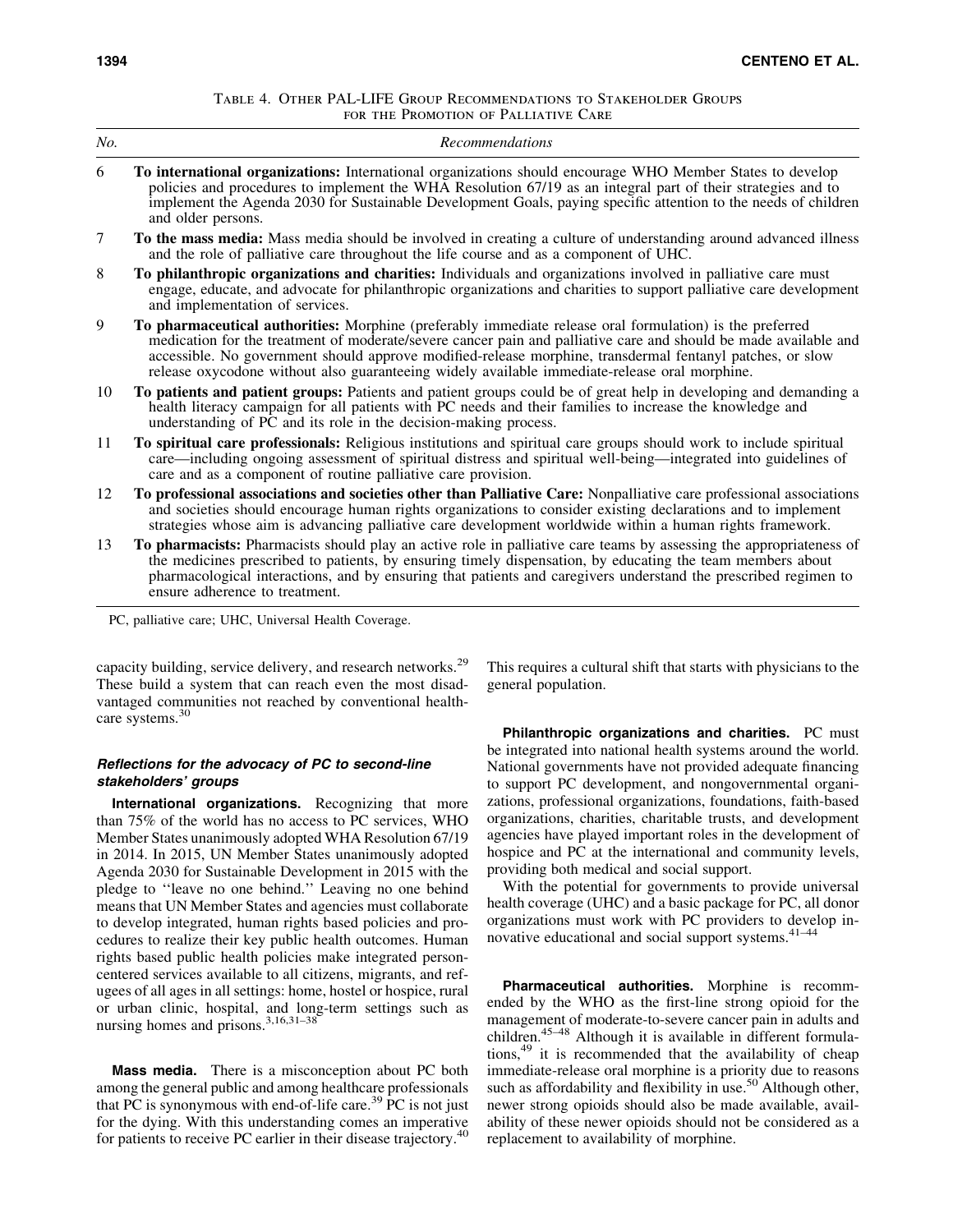Table 4. Other PAL-LIFE Group Recommendations to Stakeholder Groups for the Promotion of Palliative Care

| No. | Recommendations |
| --- | --- |
| 6 | **To international organizations:** International organizations should encourage WHO Member States to develop policies and procedures to implement the WHA Resolution 67/19 as an integral part of their strategies and to implement the Agenda 2030 for Sustainable Development Goals, paying specific attention to the needs of children and older persons. |
| 7 | **To the mass media:** Mass media should be involved in creating a culture of understanding around advanced illness and the role of palliative care throughout the life course and as a component of UHC. |
| 8 | **To philanthropic organizations and charities:** Individuals and organizations involved in palliative care must engage, educate, and advocate for philanthropic organizations and charities to support palliative care development and implementation of services. |
| 9 | **To pharmaceutical authorities:** Morphine (preferably immediate release oral formulation) is the preferred medication for the treatment of moderate/severe cancer pain and palliative care and should be made available and accessible. No government should approve modified-release morphine, transdermal fentanyl patches, or slow release oxycodone without also guaranteeing widely available immediate-release oral morphine. |
| 10 | **To patients and patient groups:** Patients and patient groups could be of great help in developing and demanding a health literacy campaign for all patients with PC needs and their families to increase the knowledge and understanding of PC and its role in the decision-making process. |
| 11 | **To spiritual care professionals:** Religious institutions and spiritual care groups should work to include spiritual care—including ongoing assessment of spiritual distress and spiritual well-being—integrated into guidelines of care and as a component of routine palliative care provision. |
| 12 | **To professional associations and societies other than Palliative Care:** Nonpalliative care professional associations and societies should encourage human rights organizations to consider existing declarations and to implement strategies whose aim is advancing palliative care development worldwide within a human rights framework. |
| 13 | **To pharmacists:** Pharmacists should play an active role in palliative care teams by assessing the appropriateness of the medicines prescribed to patients, by ensuring timely dispensation, by educating the team members about pharmacological interactions, and by ensuring that patients and caregivers understand the prescribed regimen to ensure adherence to treatment. |

PC, palliative care; UHC, Universal Health Coverage.

capacity building, service delivery, and research networks.[29] These build a system that can reach even the most disadvantaged communities not reached by conventional healthcare systems.[30]

### Reflections for the advocacy of PC to second-line stakeholders' groups

**International organizations.** Recognizing that more than 75% of the world has no access to PC services, WHO Member States unanimously adopted WHA Resolution 67/19 in 2014. In 2015, UN Member States unanimously adopted Agenda 2030 for Sustainable Development in 2015 with the pledge to ''leave no one behind.'' Leaving no one behind means that UN Member States and agencies must collaborate to develop integrated, human rights based policies and procedures to realize their key public health outcomes. Human rights based public health policies make integrated person-centered services available to all citizens, migrants, and refugees of all ages in all settings: home, hostel or hospice, rural or urban clinic, hospital, and long-term settings such as nursing homes and prisons.[3,16,31–38]

**Mass media.** There is a misconception about PC both among the general public and among healthcare professionals that PC is synonymous with end-of-life care.[39] PC is not just for the dying. With this understanding comes an imperative for patients to receive PC earlier in their disease trajectory.[40] This requires a cultural shift that starts with physicians to the general population.

**Philanthropic organizations and charities.** PC must be integrated into national health systems around the world. National governments have not provided adequate financing to support PC development, and nongovernmental organizations, professional organizations, foundations, faith-based organizations, charities, charitable trusts, and development agencies have played important roles in the development of hospice and PC at the international and community levels, providing both medical and social support.

With the potential for governments to provide universal health coverage (UHC) and a basic package for PC, all donor organizations must work with PC providers to develop innovative educational and social support systems.[41–44]

**Pharmaceutical authorities.** Morphine is recommended by the WHO as the first-line strong opioid for the management of moderate-to-severe cancer pain in adults and children.[45–48] Although it is available in different formulations,[49] it is recommended that the availability of cheap immediate-release oral morphine is a priority due to reasons such as affordability and flexibility in use.[50] Although other, newer strong opioids should also be made available, availability of these newer opioids should not be considered as a replacement to availability of morphine.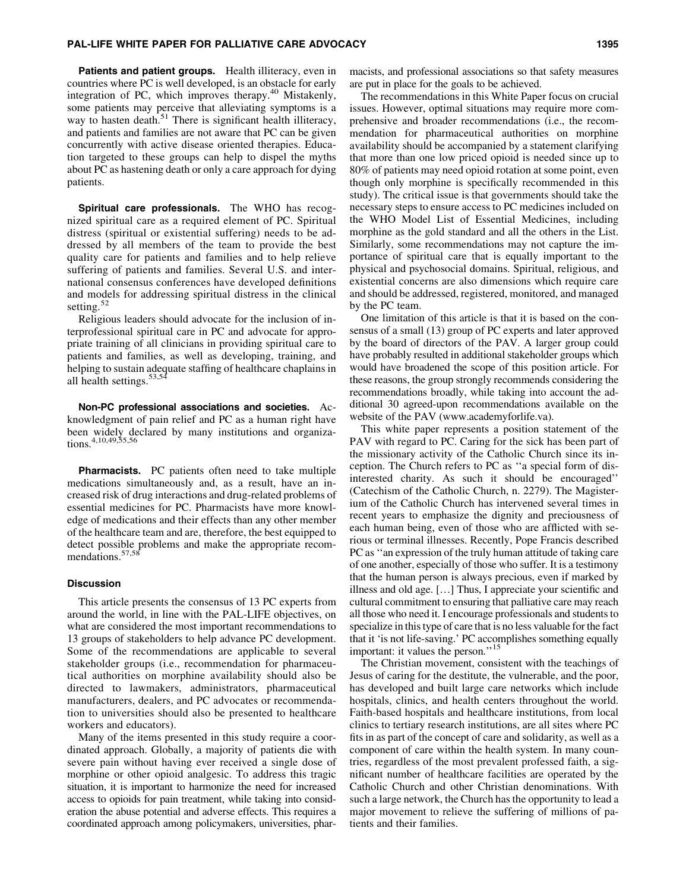**Patients and patient groups.** Health illiteracy, even in countries where PC is well developed, is an obstacle for early integration of PC, which improves therapy.[40] Mistakenly, some patients may perceive that alleviating symptoms is a way to hasten death.[51] There is significant health illiteracy, and patients and families are not aware that PC can be given concurrently with active disease oriented therapies. Education targeted to these groups can help to dispel the myths about PC as hastening death or only a care approach for dying patients.

**Spiritual care professionals.** The WHO has recognized spiritual care as a required element of PC. Spiritual distress (spiritual or existential suffering) needs to be addressed by all members of the team to provide the best quality care for patients and families and to help relieve suffering of patients and families. Several U.S. and international consensus conferences have developed definitions and models for addressing spiritual distress in the clinical setting.[52]

Religious leaders should advocate for the inclusion of interprofessional spiritual care in PC and advocate for appropriate training of all clinicians in providing spiritual care to patients and families, as well as developing, training, and helping to sustain adequate staffing of healthcare chaplains in all health settings.[53,54]

**Non-PC professional associations and societies.** Acknowledgment of pain relief and PC as a human right have been widely declared by many institutions and organizations.[4,10,49,55,56]

**Pharmacists.** PC patients often need to take multiple medications simultaneously and, as a result, have an increased risk of drug interactions and drug-related problems of essential medicines for PC. Pharmacists have more knowledge of medications and their effects than any other member of the healthcare team and are, therefore, the best equipped to detect possible problems and make the appropriate recommendations.[57,58]

### Discussion

This article presents the consensus of 13 PC experts from around the world, in line with the PAL-LIFE objectives, on what are considered the most important recommendations to 13 groups of stakeholders to help advance PC development. Some of the recommendations are applicable to several stakeholder groups (i.e., recommendation for pharmaceutical authorities on morphine availability should also be directed to lawmakers, administrators, pharmaceutical manufacturers, dealers, and PC advocates or recommendation to universities should also be presented to healthcare workers and educators).

Many of the items presented in this study require a coordinated approach. Globally, a majority of patients die with severe pain without having ever received a single dose of morphine or other opioid analgesic. To address this tragic situation, it is important to harmonize the need for increased access to opioids for pain treatment, while taking into consideration the abuse potential and adverse effects. This requires a coordinated approach among policymakers, universities, pharmacists, and professional associations so that safety measures are put in place for the goals to be achieved.

The recommendations in this White Paper focus on crucial issues. However, optimal situations may require more comprehensive and broader recommendations (i.e., the recommendation for pharmaceutical authorities on morphine availability should be accompanied by a statement clarifying that more than one low priced opioid is needed since up to 80% of patients may need opioid rotation at some point, even though only morphine is specifically recommended in this study). The critical issue is that governments should take the necessary steps to ensure access to PC medicines included on the WHO Model List of Essential Medicines, including morphine as the gold standard and all the others in the List. Similarly, some recommendations may not capture the importance of spiritual care that is equally important to the physical and psychosocial domains. Spiritual, religious, and existential concerns are also dimensions which require care and should be addressed, registered, monitored, and managed by the PC team.

One limitation of this article is that it is based on the consensus of a small (13) group of PC experts and later approved by the board of directors of the PAV. A larger group could have probably resulted in additional stakeholder groups which would have broadened the scope of this position article. For these reasons, the group strongly recommends considering the recommendations broadly, while taking into account the additional 30 agreed-upon recommendations available on the website of the PAV (www.academyforlife.va).

This white paper represents a position statement of the PAV with regard to PC. Caring for the sick has been part of the missionary activity of the Catholic Church since its inception. The Church refers to PC as ''a special form of disinterested charity. As such it should be encouraged'' (Catechism of the Catholic Church, n. 2279). The Magisterium of the Catholic Church has intervened several times in recent years to emphasize the dignity and preciousness of each human being, even of those who are afflicted with serious or terminal illnesses. Recently, Pope Francis described PC as ''an expression of the truly human attitude of taking care of one another, especially of those who suffer. It is a testimony that the human person is always precious, even if marked by illness and old age. […] Thus, I appreciate your scientific and cultural commitment to ensuring that palliative care may reach all those who need it. I encourage professionals and students to specialize in this type of care that is no less valuable for the fact that it 'is not life-saving.' PC accomplishes something equally important: it values the person.''[15]

The Christian movement, consistent with the teachings of Jesus of caring for the destitute, the vulnerable, and the poor, has developed and built large care networks which include hospitals, clinics, and health centers throughout the world. Faith-based hospitals and healthcare institutions, from local clinics to tertiary research institutions, are all sites where PC fits in as part of the concept of care and solidarity, as well as a component of care within the health system. In many countries, regardless of the most prevalent professed faith, a significant number of healthcare facilities are operated by the Catholic Church and other Christian denominations. With such a large network, the Church has the opportunity to lead a major movement to relieve the suffering of millions of patients and their families.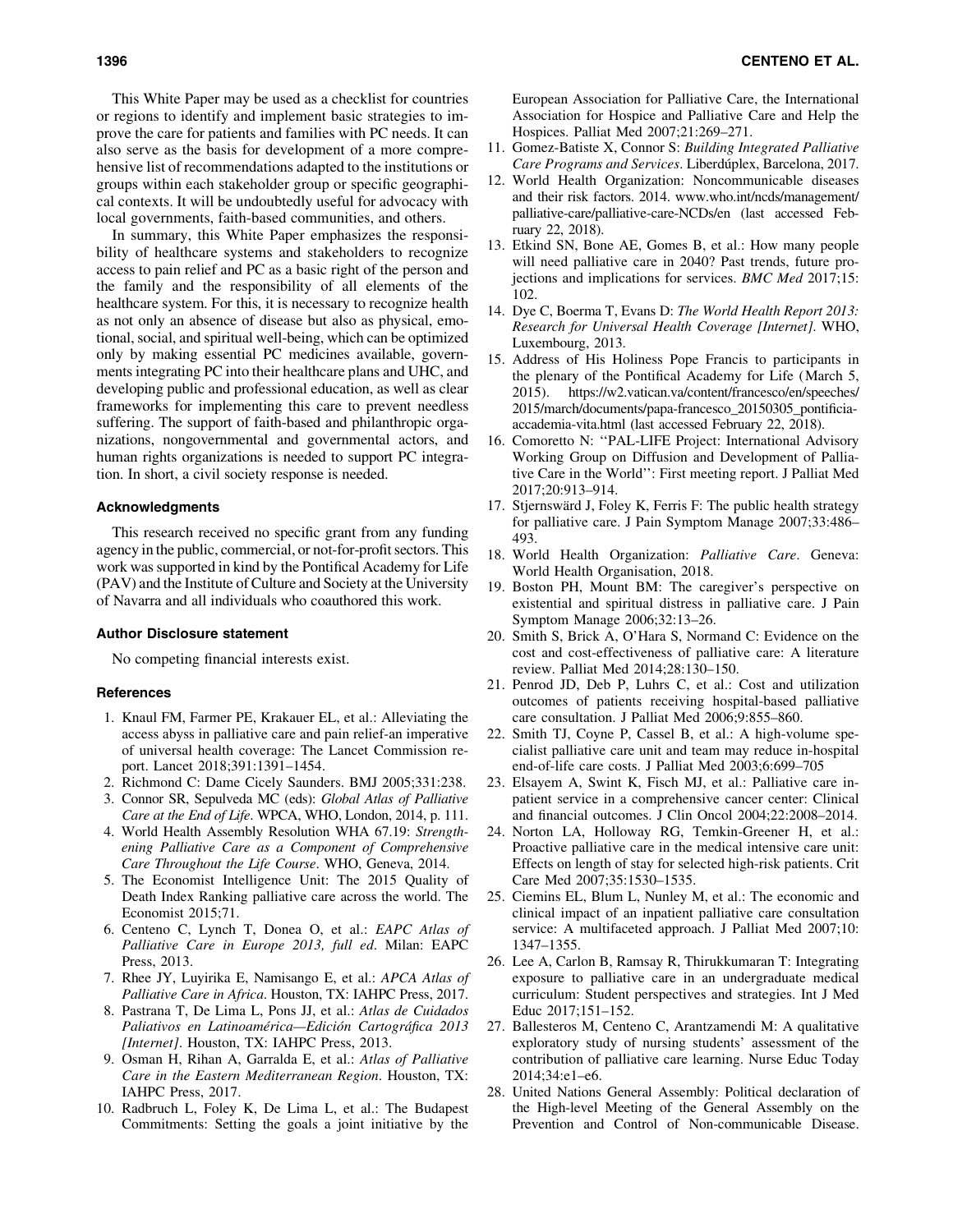This White Paper may be used as a checklist for countries or regions to identify and implement basic strategies to improve the care for patients and families with PC needs. It can also serve as the basis for development of a more comprehensive list of recommendations adapted to the institutions or groups within each stakeholder group or specific geographical contexts. It will be undoubtedly useful for advocacy with local governments, faith-based communities, and others.

In summary, this White Paper emphasizes the responsibility of healthcare systems and stakeholders to recognize access to pain relief and PC as a basic right of the person and the family and the responsibility of all elements of the healthcare system. For this, it is necessary to recognize health as not only an absence of disease but also as physical, emotional, social, and spiritual well-being, which can be optimized only by making essential PC medicines available, governments integrating PC into their healthcare plans and UHC, and developing public and professional education, as well as clear frameworks for implementing this care to prevent needless suffering. The support of faith-based and philanthropic organizations, nongovernmental and governmental actors, and human rights organizations is needed to support PC integration. In short, a civil society response is needed.

### Acknowledgments

This research received no specific grant from any funding agency in the public, commercial, or not-for-profit sectors. This work was supported in kind by the Pontifical Academy for Life (PAV) and the Institute of Culture and Society at the University of Navarra and all individuals who coauthored this work.

### Author Disclosure statement

No competing financial interests exist.

### References

1. Knaul FM, Farmer PE, Krakauer EL, et al.: Alleviating the access abyss in palliative care and pain relief-an imperative of universal health coverage: The Lancet Commission report. Lancet 2018;391:1391–1454.
2. Richmond C: Dame Cicely Saunders. BMJ 2005;331:238.
3. Connor SR, Sepulveda MC (eds): *Global Atlas of Palliative Care at the End of Life*. WPCA, WHO, London, 2014, p. 111.
4. World Health Assembly Resolution WHA 67.19: *Strengthening Palliative Care as a Component of Comprehensive Care Throughout the Life Course*. WHO, Geneva, 2014.
5. The Economist Intelligence Unit: The 2015 Quality of Death Index Ranking palliative care across the world. The Economist 2015;71.
6. Centeno C, Lynch T, Donea O, et al.: *EAPC Atlas of Palliative Care in Europe 2013, full ed*. Milan: EAPC Press, 2013.
7. Rhee JY, Luyirika E, Namisango E, et al.: *APCA Atlas of Palliative Care in Africa*. Houston, TX: IAHPC Press, 2017.
8. Pastrana T, De Lima L, Pons JJ, et al.: *Atlas de Cuidados Paliativos en Latinoamérica—Edición Cartográfica 2013 [Internet]*. Houston, TX: IAHPC Press, 2013.
9. Osman H, Rihan A, Garralda E, et al.: *Atlas of Palliative Care in the Eastern Mediterranean Region*. Houston, TX: IAHPC Press, 2017.
10. Radbruch L, Foley K, De Lima L, et al.: The Budapest Commitments: Setting the goals a joint initiative by the European Association for Palliative Care, the International Association for Hospice and Palliative Care and Help the Hospices. Palliat Med 2007;21:269–271.
11. Gomez-Batiste X, Connor S: *Building Integrated Palliative Care Programs and Services*. Liberdúplex, Barcelona, 2017.
12. World Health Organization: Noncommunicable diseases and their risk factors. 2014. www.who.int/ncds/management/palliative-care/palliative-care-NCDs/en (last accessed February 22, 2018).
13. Etkind SN, Bone AE, Gomes B, et al.: How many people will need palliative care in 2040? Past trends, future projections and implications for services. *BMC Med* 2017;15:102.
14. Dye C, Boerma T, Evans D: *The World Health Report 2013: Research for Universal Health Coverage [Internet]*. WHO, Luxembourg, 2013.
15. Address of His Holiness Pope Francis to participants in the plenary of the Pontifical Academy for Life (March 5, 2015). https://w2.vatican.va/content/francesco/en/speeches/2015/march/documents/papa-francesco_20150305_pontificia-accademia-vita.html (last accessed February 22, 2018).
16. Comoretto N: ''PAL-LIFE Project: International Advisory Working Group on Diffusion and Development of Palliative Care in the World'': First meeting report. J Palliat Med 2017;20:913–914.
17. Stjernswärd J, Foley K, Ferris F: The public health strategy for palliative care. J Pain Symptom Manage 2007;33:486–493.
18. World Health Organization: *Palliative Care*. Geneva: World Health Organisation, 2018.
19. Boston PH, Mount BM: The caregiver's perspective on existential and spiritual distress in palliative care. J Pain Symptom Manage 2006;32:13–26.
20. Smith S, Brick A, O'Hara S, Normand C: Evidence on the cost and cost-effectiveness of palliative care: A literature review. Palliat Med 2014;28:130–150.
21. Penrod JD, Deb P, Luhrs C, et al.: Cost and utilization outcomes of patients receiving hospital-based palliative care consultation. J Palliat Med 2006;9:855–860.
22. Smith TJ, Coyne P, Cassel B, et al.: A high-volume specialist palliative care unit and team may reduce in-hospital end-of-life care costs. J Palliat Med 2003;6:699–705
23. Elsayem A, Swint K, Fisch MJ, et al.: Palliative care inpatient service in a comprehensive cancer center: Clinical and financial outcomes. J Clin Oncol 2004;22:2008–2014.
24. Norton LA, Holloway RG, Temkin-Greener H, et al.: Proactive palliative care in the medical intensive care unit: Effects on length of stay for selected high-risk patients. Crit Care Med 2007;35:1530–1535.
25. Ciemins EL, Blum L, Nunley M, et al.: The economic and clinical impact of an inpatient palliative care consultation service: A multifaceted approach. J Palliat Med 2007;10:1347–1355.
26. Lee A, Carlon B, Ramsay R, Thirukkumaran T: Integrating exposure to palliative care in an undergraduate medical curriculum: Student perspectives and strategies. Int J Med Educ 2017;151–152.
27. Ballesteros M, Centeno C, Arantzamendi M: A qualitative exploratory study of nursing students' assessment of the contribution of palliative care learning. Nurse Educ Today 2014;34:e1–e6.
28. United Nations General Assembly: Political declaration of the High-level Meeting of the General Assembly on the Prevention and Control of Non-communicable Disease.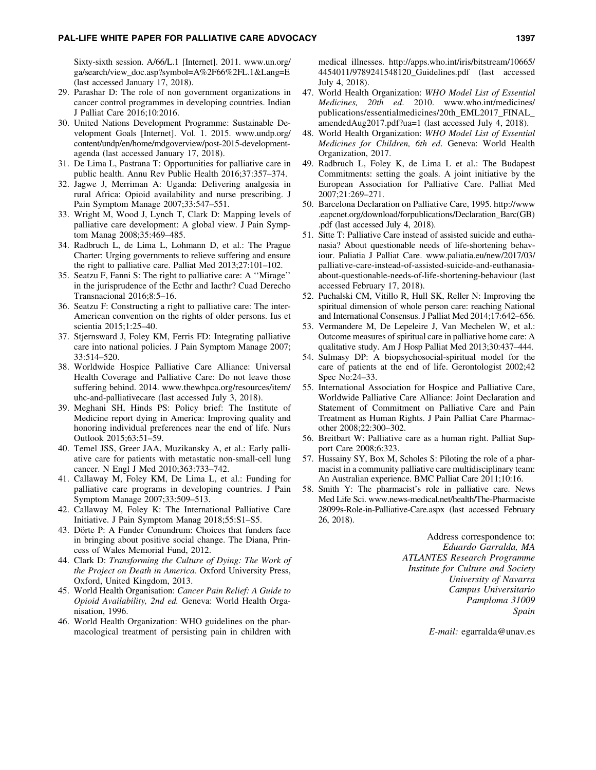Sixty-sixth session. A/66/L.1 [Internet]. 2011. www.un.org/ga/search/view_doc.asp?symbol=A%2F66%2FL.1&Lang=E (last accessed January 17, 2018).

29. Parashar D: The role of non government organizations in cancer control programmes in developing countries. Indian J Palliat Care 2016;10:2016.
30. United Nations Development Programme: Sustainable Development Goals [Internet]. Vol. 1. 2015. www.undp.org/content/undp/en/home/mdgoverview/post-2015-development-agenda (last accessed January 17, 2018).
31. De Lima L, Pastrana T: Opportunities for palliative care in public health. Annu Rev Public Health 2016;37:357–374.
32. Jagwe J, Merriman A: Uganda: Delivering analgesia in rural Africa: Opioid availability and nurse prescribing. J Pain Symptom Manage 2007;33:547–551.
33. Wright M, Wood J, Lynch T, Clark D: Mapping levels of palliative care development: A global view. J Pain Symptom Manag 2008;35:469–485.
34. Radbruch L, de Lima L, Lohmann D, et al.: The Prague Charter: Urging governments to relieve suffering and ensure the right to palliative care. Palliat Med 2013;27:101–102.
35. Seatzu F, Fanni S: The right to palliative care: A ''Mirage'' in the jurisprudence of the Ecthr and Iacthr? Cuad Derecho Transnacional 2016;8:5–16.
36. Seatzu F: Constructing a right to palliative care: The inter-American convention on the rights of older persons. Ius et scientia 2015;1:25–40.
37. Stjernsward J, Foley KM, Ferris FD: Integrating palliative care into national policies. J Pain Symptom Manage 2007; 33:514–520.
38. Worldwide Hospice Palliative Care Alliance: Universal Health Coverage and Palliative Care: Do not leave those suffering behind. 2014. www.thewhpca.org/resources/item/uhc-and-palliativecare (last accessed July 3, 2018).
39. Meghani SH, Hinds PS: Policy brief: The Institute of Medicine report dying in America: Improving quality and honoring individual preferences near the end of life. Nurs Outlook 2015;63:51–59.
40. Temel JSS, Greer JAA, Muzikansky A, et al.: Early palliative care for patients with metastatic non-small-cell lung cancer. N Engl J Med 2010;363:733–742.
41. Callaway M, Foley KM, De Lima L, et al.: Funding for palliative care programs in developing countries. J Pain Symptom Manage 2007;33:509–513.
42. Callaway M, Foley K: The International Palliative Care Initiative. J Pain Symptom Manag 2018;55:S1–S5.
43. Dörte P: A Funder Conundrum: Choices that funders face in bringing about positive social change. The Diana, Princess of Wales Memorial Fund, 2012.
44. Clark D: *Transforming the Culture of Dying: The Work of the Project on Death in America*. Oxford University Press, Oxford, United Kingdom, 2013.
45. World Health Organisation: *Cancer Pain Relief: A Guide to Opioid Availability, 2nd ed.* Geneva: World Health Organisation, 1996.
46. World Health Organization: WHO guidelines on the pharmacological treatment of persisting pain in children with medical illnesses. http://apps.who.int/iris/bitstream/10665/4454011/9789241548120_Guidelines.pdf (last accessed July 4, 2018).
47. World Health Organization: *WHO Model List of Essential Medicines, 20th ed*. 2010. www.who.int/medicines/publications/essentialmedicines/20th_EML2017_FINAL_amendedAug2017.pdf?ua=1 (last accessed July 4, 2018).
48. World Health Organization: *WHO Model List of Essential Medicines for Children, 6th ed*. Geneva: World Health Organization, 2017.
49. Radbruch L, Foley K, de Lima L et al.: The Budapest Commitments: setting the goals. A joint initiative by the European Association for Palliative Care. Palliat Med 2007;21:269–271.
50. Barcelona Declaration on Palliative Care, 1995. http://www.eapcnet.org/download/forpublications/Declaration_Barc(GB).pdf (last accessed July 4, 2018).
51. Sitte T: Palliative Care instead of assisted suicide and euthanasia? About questionable needs of life-shortening behaviour. Paliatia J Palliat Care. www.paliatia.eu/new/2017/03/palliative-care-instead-of-assisted-suicide-and-euthanasia-about-questionable-needs-of-life-shortening-behaviour (last accessed February 17, 2018).
52. Puchalski CM, Vitillo R, Hull SK, Reller N: Improving the spiritual dimension of whole person care: reaching National and International Consensus. J Palliat Med 2014;17:642–656.
53. Vermandere M, De Lepeleire J, Van Mechelen W, et al.: Outcome measures of spiritual care in palliative home care: A qualitative study. Am J Hosp Palliat Med 2013;30:437–444.
54. Sulmasy DP: A biopsychosocial-spiritual model for the care of patients at the end of life. Gerontologist 2002;42 Spec No:24–33.
55. International Association for Hospice and Palliative Care, Worldwide Palliative Care Alliance: Joint Declaration and Statement of Commitment on Palliative Care and Pain Treatment as Human Rights. J Pain Palliat Care Pharmacother 2008;22:300–302.
56. Breitbart W: Palliative care as a human right. Palliat Support Care 2008;6:323.
57. Hussainy SY, Box M, Scholes S: Piloting the role of a pharmacist in a community palliative care multidisciplinary team: An Australian experience. BMC Palliat Care 2011;10:16.
58. Smith Y: The pharmacist's role in palliative care. News Med Life Sci. www.news-medical.net/health/The-Pharmaciste28099s-Role-in-Palliative-Care.aspx (last accessed February 26, 2018).

Address correspondence to:
*Eduardo Garralda, MA*
*ATLANTES Research Programme*
*Institute for Culture and Society*
*University of Navarra*
*Campus Universitario*
*Pamploma 31009*
*Spain*

*E-mail:* egarralda@unav.es